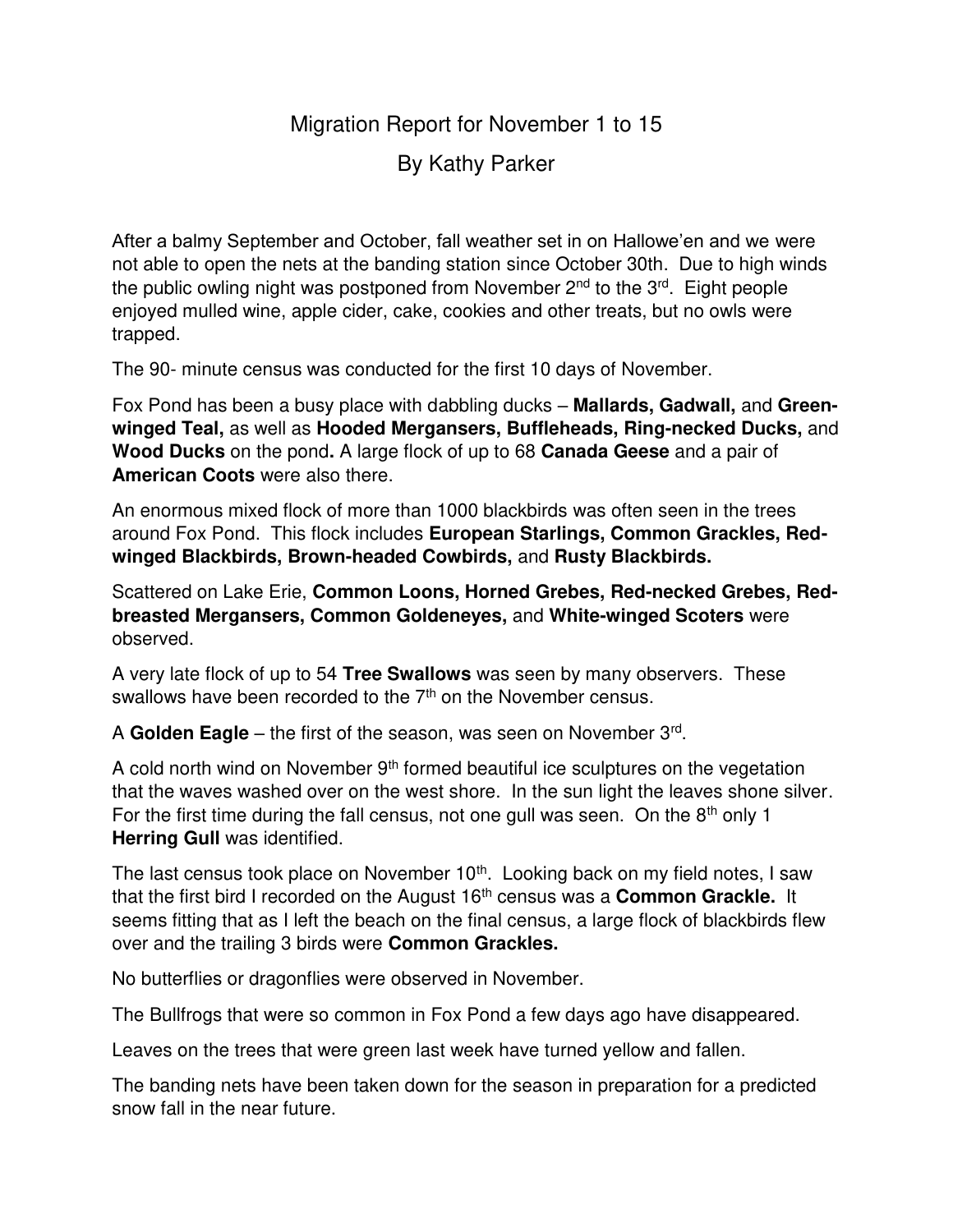# Migration Report for November 1 to 15

## By Kathy Parker

After a balmy September and October, fall weather set in on Hallowe'en and we were not able to open the nets at the banding station since October 30th. Due to high winds the public owling night was postponed from November 2nd to the 3rd. Eight people enjoyed mulled wine, apple cider, cake, cookies and other treats, but no owls were trapped.

The 90- minute census was conducted for the first 10 days of November.

Fox Pond has been a busy place with dabbling ducks – **Mallards, Gadwall,** and **Green-winged Teal,** as well as **Hooded Mergansers, Buffleheads, Ring-necked Ducks,** and **Wood Ducks** on the pond**.** A large flock of up to 68 **Canada Geese** and a pair of **American Coots** were also there.

An enormous mixed flock of more than 1000 blackbirds was often seen in the trees around Fox Pond. This flock includes **European Starlings, Common Grackles, Red-winged Blackbirds, Brown-headed Cowbirds,** and **Rusty Blackbirds.**

Scattered on Lake Erie, **Common Loons, Horned Grebes, Red-necked Grebes, Red-breasted Mergansers, Common Goldeneyes,** and **White-winged Scoters** were observed.

A very late flock of up to 54 **Tree Swallows** was seen by many observers. These swallows have been recorded to the 7th on the November census.

A **Golden Eagle** – the first of the season, was seen on November 3rd.

A cold north wind on November 9th formed beautiful ice sculptures on the vegetation that the waves washed over on the west shore. In the sun light the leaves shone silver. For the first time during the fall census, not one gull was seen. On the 8th only 1 **Herring Gull** was identified.

The last census took place on November 10th. Looking back on my field notes, I saw that the first bird I recorded on the August 16th census was a **Common Grackle.** It seems fitting that as I left the beach on the final census, a large flock of blackbirds flew over and the trailing 3 birds were **Common Grackles.**

No butterflies or dragonflies were observed in November.

The Bullfrogs that were so common in Fox Pond a few days ago have disappeared.

Leaves on the trees that were green last week have turned yellow and fallen.

The banding nets have been taken down for the season in preparation for a predicted snow fall in the near future.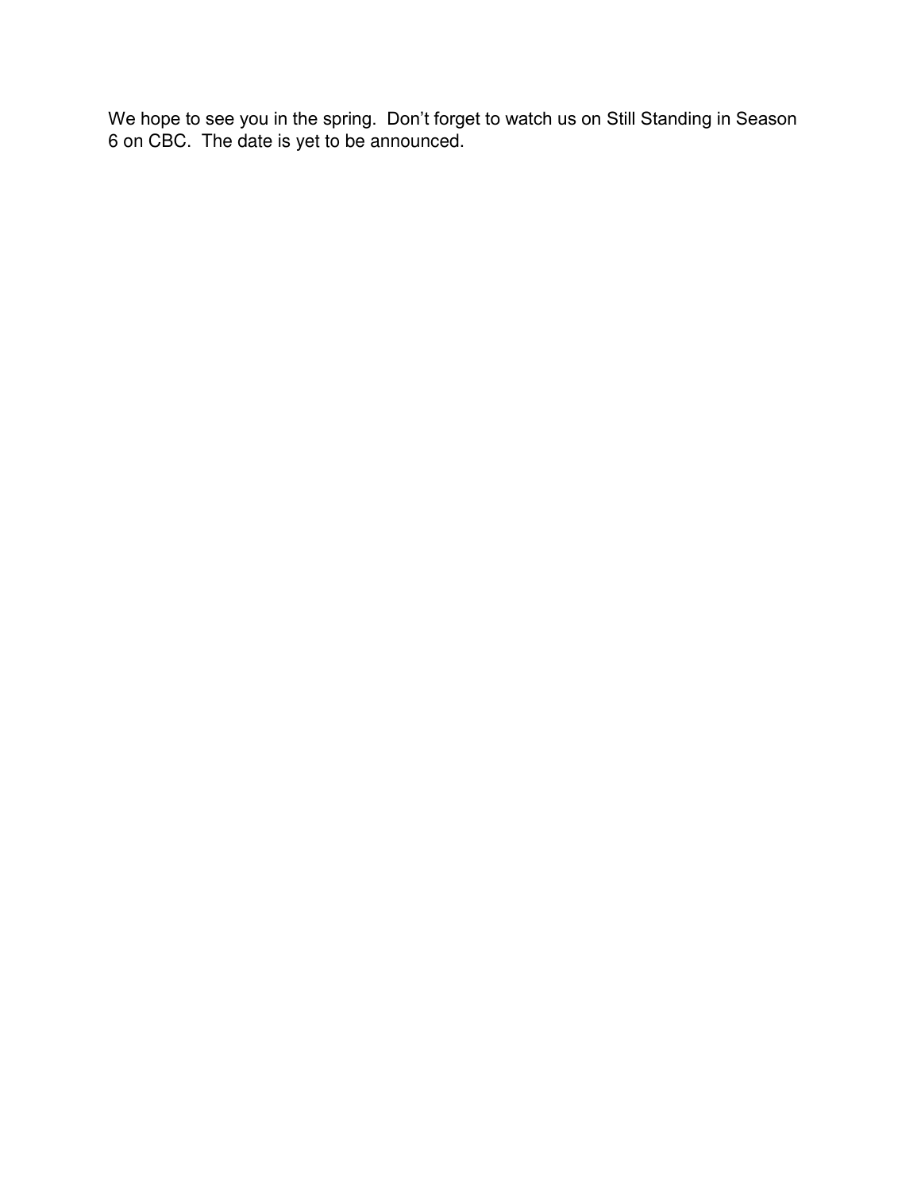We hope to see you in the spring. Don't forget to watch us on Still Standing in Season 6 on CBC. The date is yet to be announced.